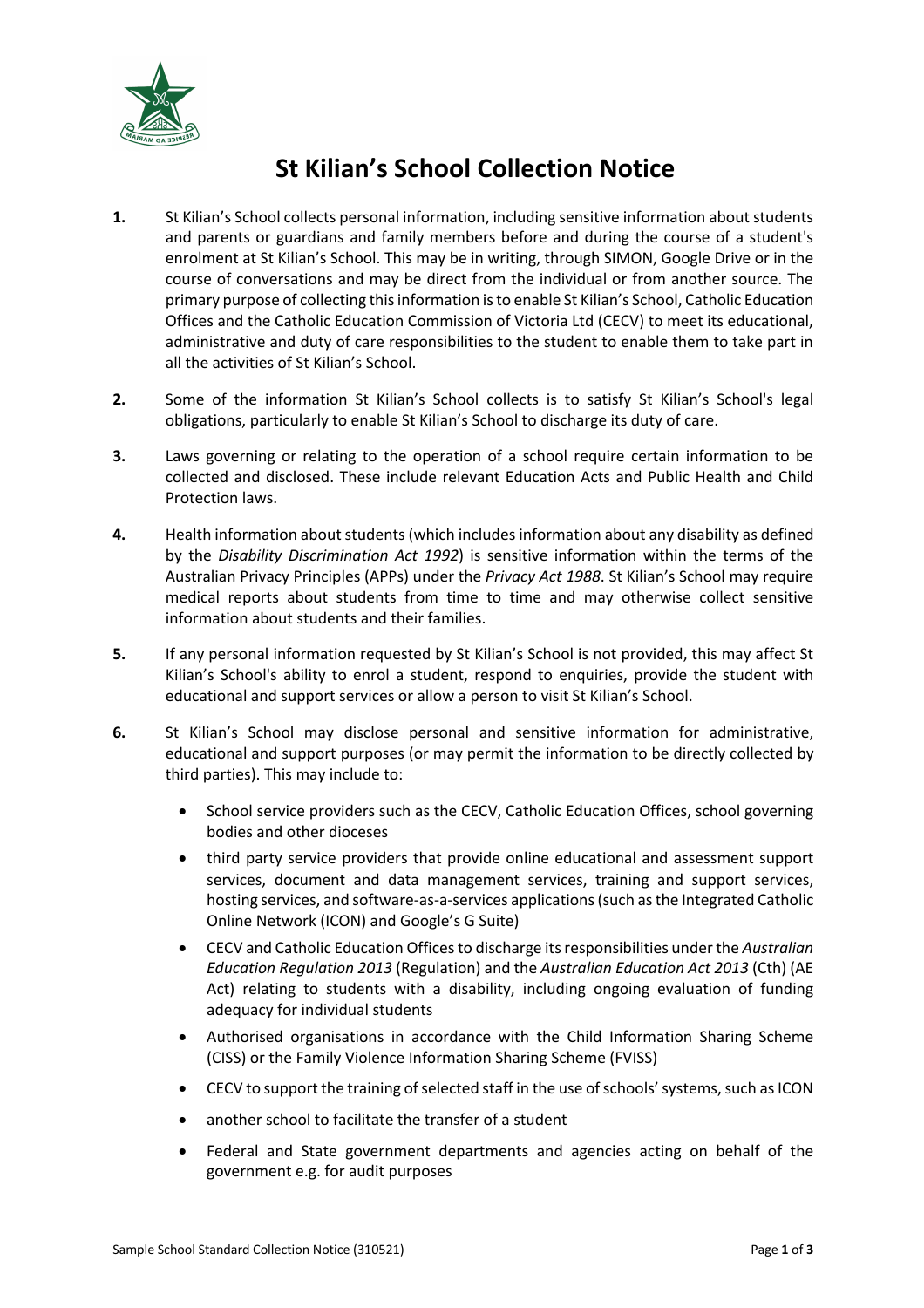# St Kilian's School Collection Notice

1. St Kilian's School collects personal information, including sensitive information about students and parents or guardians and family members before and during the course of a student's enrolment at St Kilian's School. This may be in writing, through SIMON, Google Drive or in the course of conversations and may be direct from the individual or from another source. The primary purpose of collecting this information is to enable St Kilian's School, Catholic Education Offices and the Catholic Education Commission of Victoria Ltd (CECV) to meet its educational, administrative and duty of care responsibilities to the student to enable them to take part in all the activities of St Kilian's School.

2. Some of the information St Kilian's School collects is to satisfy St Kilian's School's legal obligations, particularly to enable St Kilian's School to discharge its duty of care.

3. Laws governing or relating to the operation of a school require certain information to be collected and disclosed. These include relevant Education Acts and Public Health and Child Protection laws.

4. Health information about students (which includes information about any disability as defined by the *Disability Discrimination Act 1992*) is sensitive information within the terms of the Australian Privacy Principles (APPs) under the *Privacy Act 1988*. St Kilian's School may require medical reports about students from time to time and may otherwise collect sensitive information about students and their families.

5. If any personal information requested by St Kilian's School is not provided, this may affect St Kilian's School's ability to enrol a student, respond to enquiries, provide the student with educational and support services or allow a person to visit St Kilian's School.

6. St Kilian's School may disclose personal and sensitive information for administrative, educational and support purposes (or may permit the information to be directly collected by third parties). This may include to:

   - School service providers such as the CECV, Catholic Education Offices, school governing bodies and other dioceses
   - third party service providers that provide online educational and assessment support services, document and data management services, training and support services, hosting services, and software-as-a-services applications (such as the Integrated Catholic Online Network (ICON) and Google's G Suite)
   - CECV and Catholic Education Offices to discharge its responsibilities under the *Australian Education Regulation 2013* (Regulation) and the *Australian Education Act 2013* (Cth) (AE Act) relating to students with a disability, including ongoing evaluation of funding adequacy for individual students
   - Authorised organisations in accordance with the Child Information Sharing Scheme (CISS) or the Family Violence Information Sharing Scheme (FVISS)
   - CECV to support the training of selected staff in the use of schools' systems, such as ICON
   - another school to facilitate the transfer of a student
   - Federal and State government departments and agencies acting on behalf of the government e.g. for audit purposes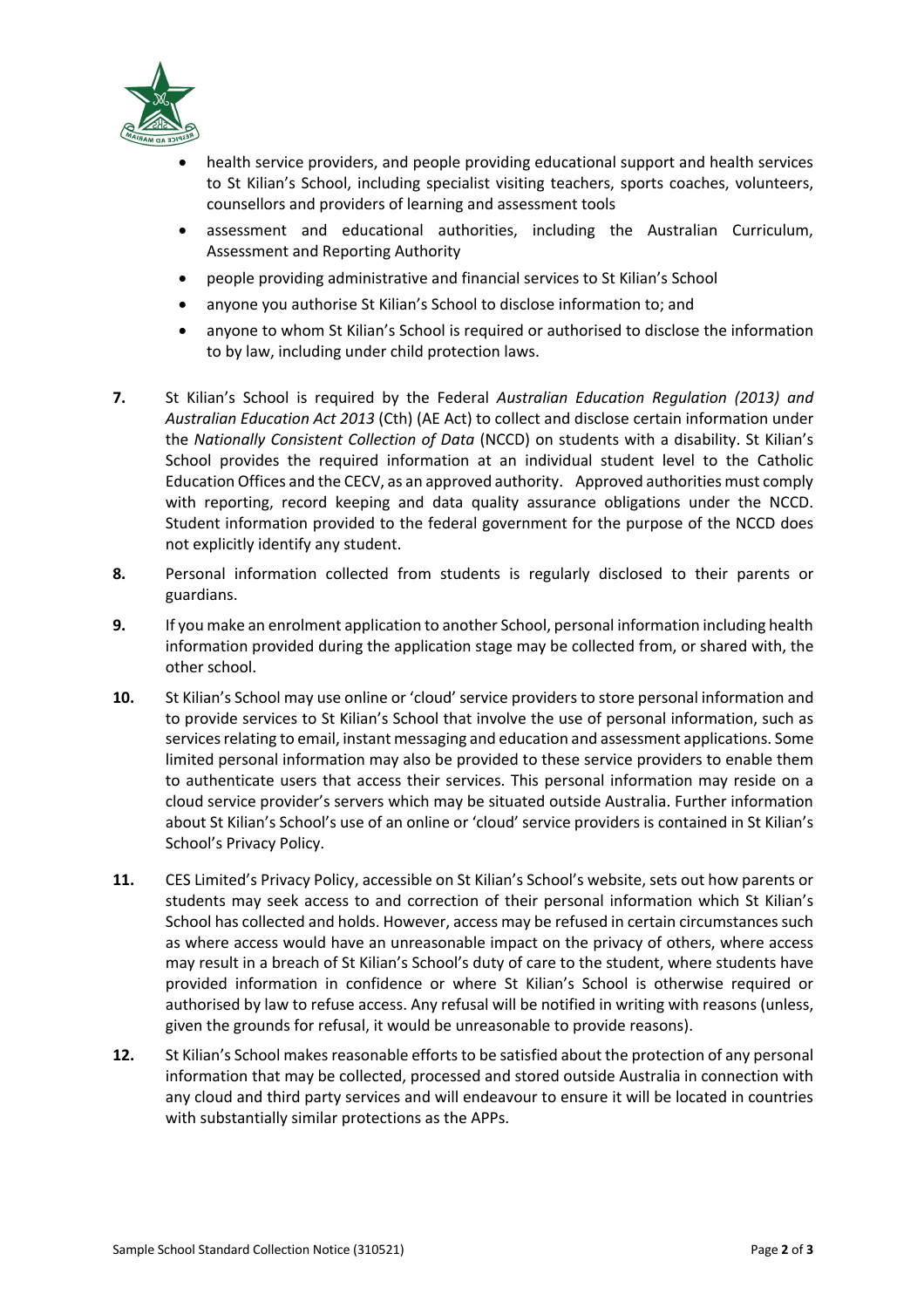- health service providers, and people providing educational support and health services to St Kilian's School, including specialist visiting teachers, sports coaches, volunteers, counsellors and providers of learning and assessment tools
- assessment and educational authorities, including the Australian Curriculum, Assessment and Reporting Authority
- people providing administrative and financial services to St Kilian's School
- anyone you authorise St Kilian's School to disclose information to; and
- anyone to whom St Kilian's School is required or authorised to disclose the information to by law, including under child protection laws.

**7.** St Kilian's School is required by the Federal *Australian Education Regulation (2013) and Australian Education Act 2013* (Cth) (AE Act) to collect and disclose certain information under the *Nationally Consistent Collection of Data* (NCCD) on students with a disability. St Kilian's School provides the required information at an individual student level to the Catholic Education Offices and the CECV, as an approved authority. Approved authorities must comply with reporting, record keeping and data quality assurance obligations under the NCCD. Student information provided to the federal government for the purpose of the NCCD does not explicitly identify any student.

**8.** Personal information collected from students is regularly disclosed to their parents or guardians.

**9.** If you make an enrolment application to another School, personal information including health information provided during the application stage may be collected from, or shared with, the other school.

**10.** St Kilian's School may use online or 'cloud' service providers to store personal information and to provide services to St Kilian's School that involve the use of personal information, such as services relating to email, instant messaging and education and assessment applications. Some limited personal information may also be provided to these service providers to enable them to authenticate users that access their services. This personal information may reside on a cloud service provider's servers which may be situated outside Australia. Further information about St Kilian's School's use of an online or 'cloud' service providers is contained in St Kilian's School's Privacy Policy.

**11.** CES Limited's Privacy Policy, accessible on St Kilian's School's website, sets out how parents or students may seek access to and correction of their personal information which St Kilian's School has collected and holds. However, access may be refused in certain circumstances such as where access would have an unreasonable impact on the privacy of others, where access may result in a breach of St Kilian's School's duty of care to the student, where students have provided information in confidence or where St Kilian's School is otherwise required or authorised by law to refuse access. Any refusal will be notified in writing with reasons (unless, given the grounds for refusal, it would be unreasonable to provide reasons).

**12.** St Kilian's School makes reasonable efforts to be satisfied about the protection of any personal information that may be collected, processed and stored outside Australia in connection with any cloud and third party services and will endeavour to ensure it will be located in countries with substantially similar protections as the APPs.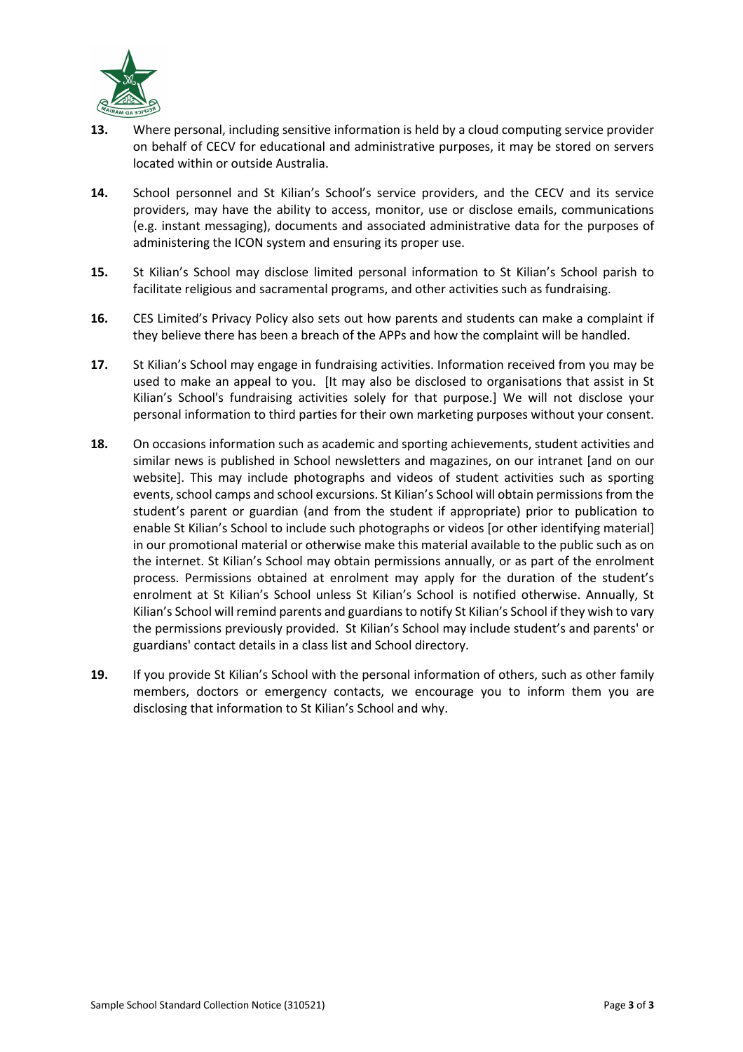**13.** Where personal, including sensitive information is held by a cloud computing service provider on behalf of CECV for educational and administrative purposes, it may be stored on servers located within or outside Australia.

**14.** School personnel and St Kilian's School's service providers, and the CECV and its service providers, may have the ability to access, monitor, use or disclose emails, communications (e.g. instant messaging), documents and associated administrative data for the purposes of administering the ICON system and ensuring its proper use.

**15.** St Kilian's School may disclose limited personal information to St Kilian's School parish to facilitate religious and sacramental programs, and other activities such as fundraising.

**16.** CES Limited's Privacy Policy also sets out how parents and students can make a complaint if they believe there has been a breach of the APPs and how the complaint will be handled.

**17.** St Kilian's School may engage in fundraising activities. Information received from you may be used to make an appeal to you. [It may also be disclosed to organisations that assist in St Kilian's School's fundraising activities solely for that purpose.] We will not disclose your personal information to third parties for their own marketing purposes without your consent.

**18.** On occasions information such as academic and sporting achievements, student activities and similar news is published in School newsletters and magazines, on our intranet [and on our website]. This may include photographs and videos of student activities such as sporting events, school camps and school excursions. St Kilian's School will obtain permissions from the student's parent or guardian (and from the student if appropriate) prior to publication to enable St Kilian's School to include such photographs or videos [or other identifying material] in our promotional material or otherwise make this material available to the public such as on the internet. St Kilian's School may obtain permissions annually, or as part of the enrolment process. Permissions obtained at enrolment may apply for the duration of the student's enrolment at St Kilian's School unless St Kilian's School is notified otherwise. Annually, St Kilian's School will remind parents and guardians to notify St Kilian's School if they wish to vary the permissions previously provided. St Kilian's School may include student's and parents' or guardians' contact details in a class list and School directory.

**19.** If you provide St Kilian's School with the personal information of others, such as other family members, doctors or emergency contacts, we encourage you to inform them you are disclosing that information to St Kilian's School and why.